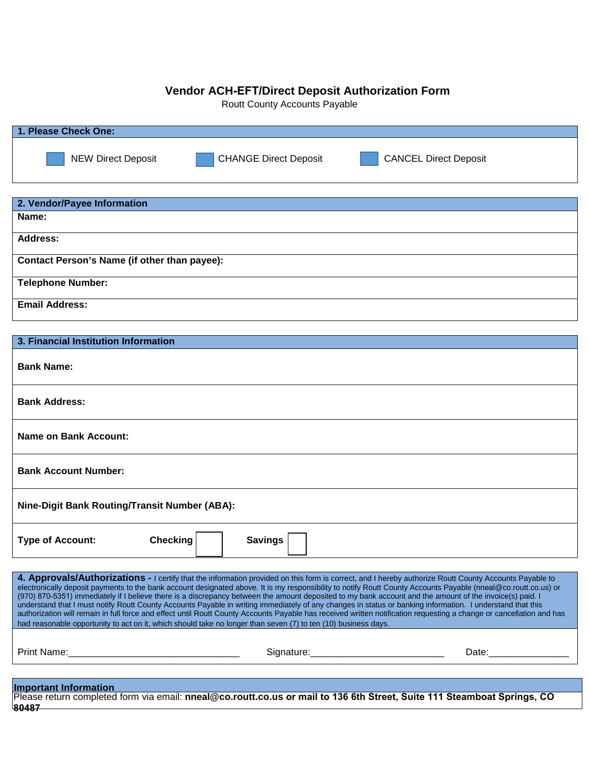# Vendor ACH-EFT/Direct Deposit Authorization Form

Routt County Accounts Payable

## 1. Please Check One:

☐ NEW Direct Deposit ☐ CHANGE Direct Deposit ☐ CANCEL Direct Deposit

## 2. Vendor/Payee Information

**Name:**

**Address:**

**Contact Person's Name (if other than payee):**

**Telephone Number:**

**Email Address:**

## 3. Financial Institution Information

**Bank Name:**

**Bank Address:**

**Name on Bank Account:**

**Bank Account Number:**

**Nine-Digit Bank Routing/Transit Number (ABA):**

**Type of Account:** **Checking** ☐ **Savings** ☐

## 4. Approvals/Authorizations -

I certify that the information provided on this form is correct, and I hereby authorize Routt County Accounts Payable to electronically deposit payments to the bank account designated above. It is my responsibility to notify Routt County Accounts Payable (nneal@co.routt.co.us) or (970) 870-5351) immediately if I believe there is a discrepancy between the amount deposited to my bank account and the amount of the invoice(s) paid. I understand that I must notify Routt County Accounts Payable in writing immediately of any changes in status or banking information. I understand that this authorization will remain in full force and effect until Routt County Accounts Payable has received written notification requesting a change or cancellation and has had reasonable opportunity to act on it, which should take no longer than seven (7) to ten (10) business days.

Print Name:________________________________ Signature:_________________________ Date:_______________

**Important Information**

Please return completed form via email: **nneal@co.routt.co.us or mail to 136 6th Street, Suite 111 Steamboat Springs, CO 80487**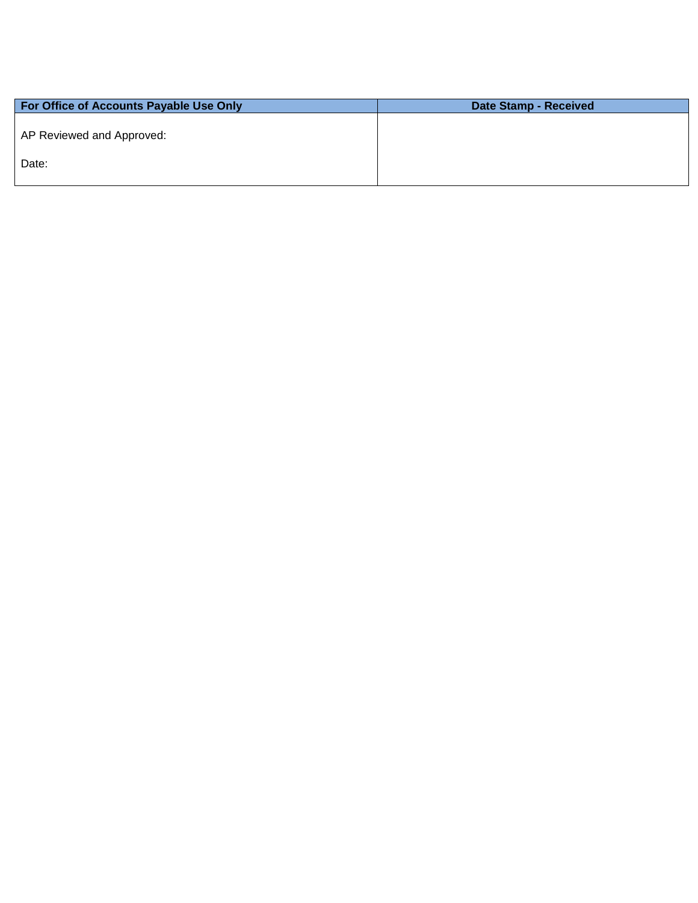| For Office of Accounts Payable Use Only | Date Stamp - Received |
| --- | --- |
| AP Reviewed and Approved:<br><br>Date: | |